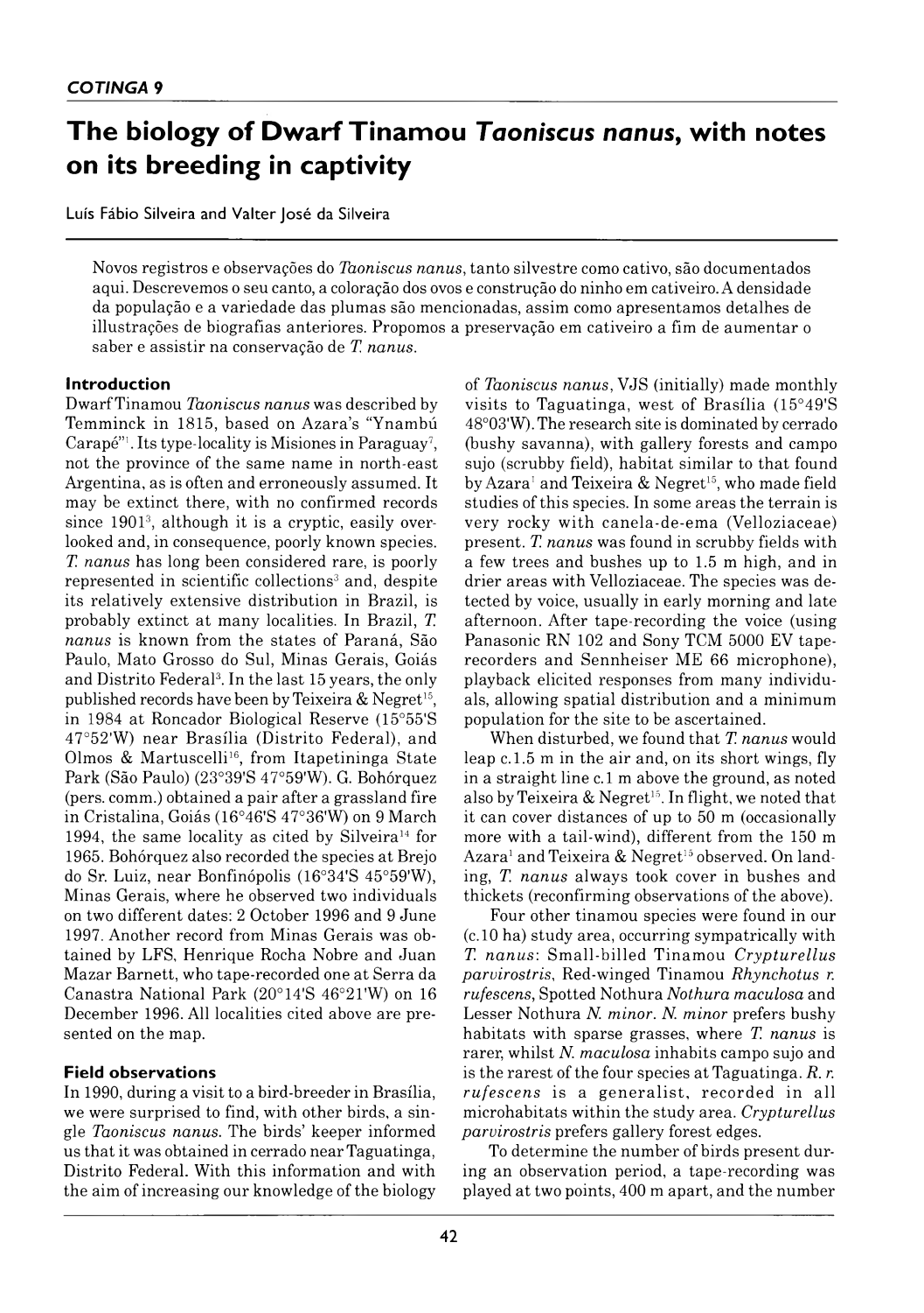# The biology of Dwarf Tinamou *Taoniscus nanus*, with notes on its breeding in captivity

Luís Fábio Silveira and Valter José da Silveira

Novos registros e observações do *Taoniscus nanus*, tanto silvestre como cativo, são documentados aqui. Descrevemos o seu canto, a coloração dos ovos e construção do ninho em cativeiro. A densidade da população e a variedade das plumas são mencionadas, assim como apresentamos detalhes de illustrações de biografias anteriores. Propomos a preservação em cativeiro a fim de aumentar o saber e assistir na conservação de *T. nanus*.

## Introduction

Dwarf Tinamou *Taoniscus nanus* was described by Temminck in 1815, based on Azara's "Ynambú Carapé"[1]. Its type-locality is Misiones in Paraguay[7], not the province of the same name in north-east Argentina, as is often and erroneously assumed. It may be extinct there, with no confirmed records since 1901[3], although it is a cryptic, easily overlooked and, in consequence, poorly known species. *T. nanus* has long been considered rare, is poorly represented in scientific collections[3] and, despite its relatively extensive distribution in Brazil, is probably extinct at many localities. In Brazil, *T. nanus* is known from the states of Paraná, São Paulo, Mato Grosso do Sul, Minas Gerais, Goiás and Distrito Federal[3]. In the last 15 years, the only published records have been by Teixeira & Negret[15], in 1984 at Roncador Biological Reserve (15°55'S 47°52'W) near Brasília (Distrito Federal), and Olmos & Martuscelli[16], from Itapetininga State Park (São Paulo) (23°39'S 47°59'W). G. Bohórquez (pers. comm.) obtained a pair after a grassland fire in Cristalina, Goiás (16°46'S 47°36'W) on 9 March 1994, the same locality as cited by Silveira[14] for 1965. Bohórquez also recorded the species at Brejo do Sr. Luiz, near Bonfinópolis (16°34'S 45°59'W), Minas Gerais, where he observed two individuals on two different dates: 2 October 1996 and 9 June 1997. Another record from Minas Gerais was obtained by LFS, Henrique Rocha Nobre and Juan Mazar Barnett, who tape-recorded one at Serra da Canastra National Park (20°14'S 46°21'W) on 16 December 1996. All localities cited above are presented on the map.

## Field observations

In 1990, during a visit to a bird-breeder in Brasília, we were surprised to find, with other birds, a single *Taoniscus nanus*. The birds' keeper informed us that it was obtained in cerrado near Taguatinga, Distrito Federal. With this information and with the aim of increasing our knowledge of the biology of *Taoniscus nanus*, VJS (initially) made monthly visits to Taguatinga, west of Brasília (15°49'S 48°03'W). The research site is dominated by cerrado (bushy savanna), with gallery forests and campo sujo (scrubby field), habitat similar to that found by Azara[1] and Teixeira & Negret[15], who made field studies of this species. In some areas the terrain is very rocky with canela-de-ema (Velloziaceae) present. *T. nanus* was found in scrubby fields with a few trees and bushes up to 1.5 m high, and in drier areas with Velloziaceae. The species was detected by voice, usually in early morning and late afternoon. After tape-recording the voice (using Panasonic RN 102 and Sony TCM 5000 EV tape-recorders and Sennheiser ME 66 microphone), playback elicited responses from many individuals, allowing spatial distribution and a minimum population for the site to be ascertained.

When disturbed, we found that *T. nanus* would leap c.1.5 m in the air and, on its short wings, fly in a straight line c.1 m above the ground, as noted also by Teixeira & Negret[15]. In flight, we noted that it can cover distances of up to 50 m (occasionally more with a tail-wind), different from the 150 m Azara[1] and Teixeira & Negret[15] observed. On landing, *T. nanus* always took cover in bushes and thickets (reconfirming observations of the above).

Four other tinamou species were found in our (c.10 ha) study area, occurring sympatrically with *T. nanus*: Small-billed Tinamou *Crypturellus parvirostris*, Red-winged Tinamou *Rhynchotus r. rufescens*, Spotted Nothura *Nothura maculosa* and Lesser Nothura *N. minor*. *N. minor* prefers bushy habitats with sparse grasses, where *T. nanus* is rarer, whilst *N. maculosa* inhabits campo sujo and is the rarest of the four species at Taguatinga. *R. r. rufescens* is a generalist, recorded in all microhabitats within the study area. *Crypturellus parvirostris* prefers gallery forest edges.

To determine the number of birds present during an observation period, a tape-recording was played at two points, 400 m apart, and the number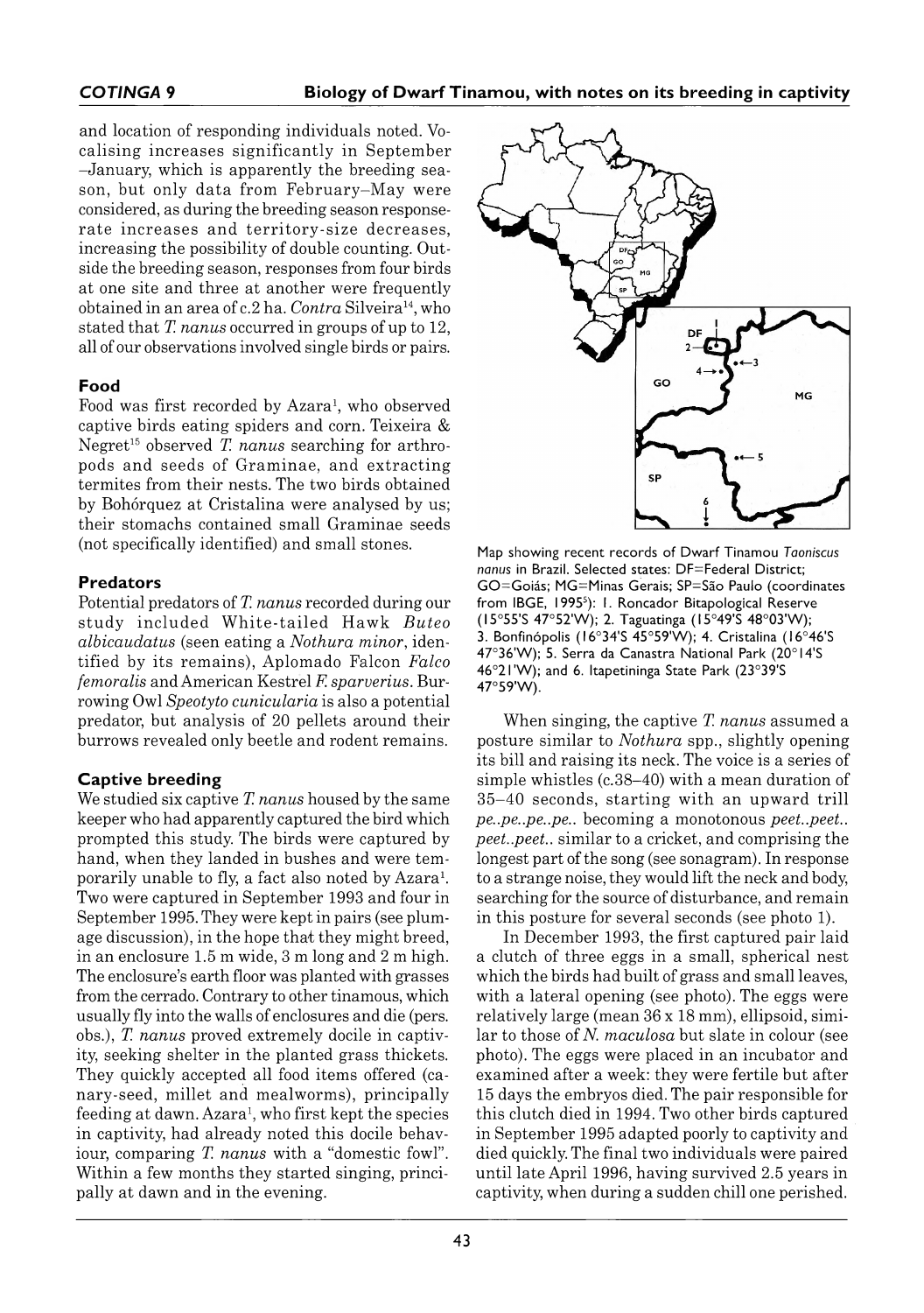and location of responding individuals noted. Vocalising increases significantly in September–January, which is apparently the breeding season, but only data from February–May were considered, as during the breeding season response-rate increases and territory-size decreases, increasing the possibility of double counting. Outside the breeding season, responses from four birds at one site and three at another were frequently obtained in an area of c.2 ha. *Contra* Silveira[14], who stated that *T. nanus* occurred in groups of up to 12, all of our observations involved single birds or pairs.

### Food

Food was first recorded by Azara[1], who observed captive birds eating spiders and corn. Teixeira & Negret[15] observed *T. nanus* searching for arthropods and seeds of Graminae, and extracting termites from their nests. The two birds obtained by Bohórquez at Cristalina were analysed by us; their stomachs contained small Graminae seeds (not specifically identified) and small stones.

### Predators

Potential predators of *T. nanus* recorded during our study included White-tailed Hawk *Buteo albicaudatus* (seen eating a *Nothura minor*, identified by its remains), Aplomado Falcon *Falco femoralis* and American Kestrel *F. sparverius*. Burrowing Owl *Speotyto cunicularia* is also a potential predator, but analysis of 20 pellets around their burrows revealed only beetle and rodent remains.

### Captive breeding

We studied six captive *T. nanus* housed by the same keeper who had apparently captured the bird which prompted this study. The birds were captured by hand, when they landed in bushes and were temporarily unable to fly, a fact also noted by Azara[1]. Two were captured in September 1993 and four in September 1995. They were kept in pairs (see plumage discussion), in the hope that they might breed, in an enclosure 1.5 m wide, 3 m long and 2 m high. The enclosure's earth floor was planted with grasses from the cerrado. Contrary to other tinamous, which usually fly into the walls of enclosures and die (pers. obs.), *T. nanus* proved extremely docile in captivity, seeking shelter in the planted grass thickets. They quickly accepted all food items offered (canary-seed, millet and mealworms), principally feeding at dawn. Azara[1], who first kept the species in captivity, had already noted this docile behaviour, comparing *T. nanus* with a "domestic fowl". Within a few months they started singing, principally at dawn and in the evening.

Map showing recent records of Dwarf Tinamou *Taoniscus nanus* in Brazil. Selected states: DF=Federal District; GO=Goiás; MG=Minas Gerais; SP=São Paulo (coordinates from IBGE, 1995[5]): 1. Roncador Bitapological Reserve (15°55'S 47°52'W); 2. Taguatinga (15°49'S 48°03'W); 3. Bonfinópolis (16°34'S 45°59'W); 4. Cristalina (16°46'S 47°36'W); 5. Serra da Canastra National Park (20°14'S 46°21'W); and 6. Itapetininga State Park (23°39'S 47°59'W).

When singing, the captive *T. nanus* assumed a posture similar to *Nothura* spp., slightly opening its bill and raising its neck. The voice is a series of simple whistles (c.38–40) with a mean duration of 35–40 seconds, starting with an upward trill *pe..pe..pe..pe..* becoming a monotonous *peet..peet.. peet..peet..* similar to a cricket, and comprising the longest part of the song (see sonagram). In response to a strange noise, they would lift the neck and body, searching for the source of disturbance, and remain in this posture for several seconds (see photo 1).

In December 1993, the first captured pair laid a clutch of three eggs in a small, spherical nest which the birds had built of grass and small leaves, with a lateral opening (see photo). The eggs were relatively large (mean 36 x 18 mm), ellipsoid, similar to those of *N. maculosa* but slate in colour (see photo). The eggs were placed in an incubator and examined after a week: they were fertile but after 15 days the embryos died. The pair responsible for this clutch died in 1994. Two other birds captured in September 1995 adapted poorly to captivity and died quickly. The final two individuals were paired until late April 1996, having survived 2.5 years in captivity, when during a sudden chill one perished.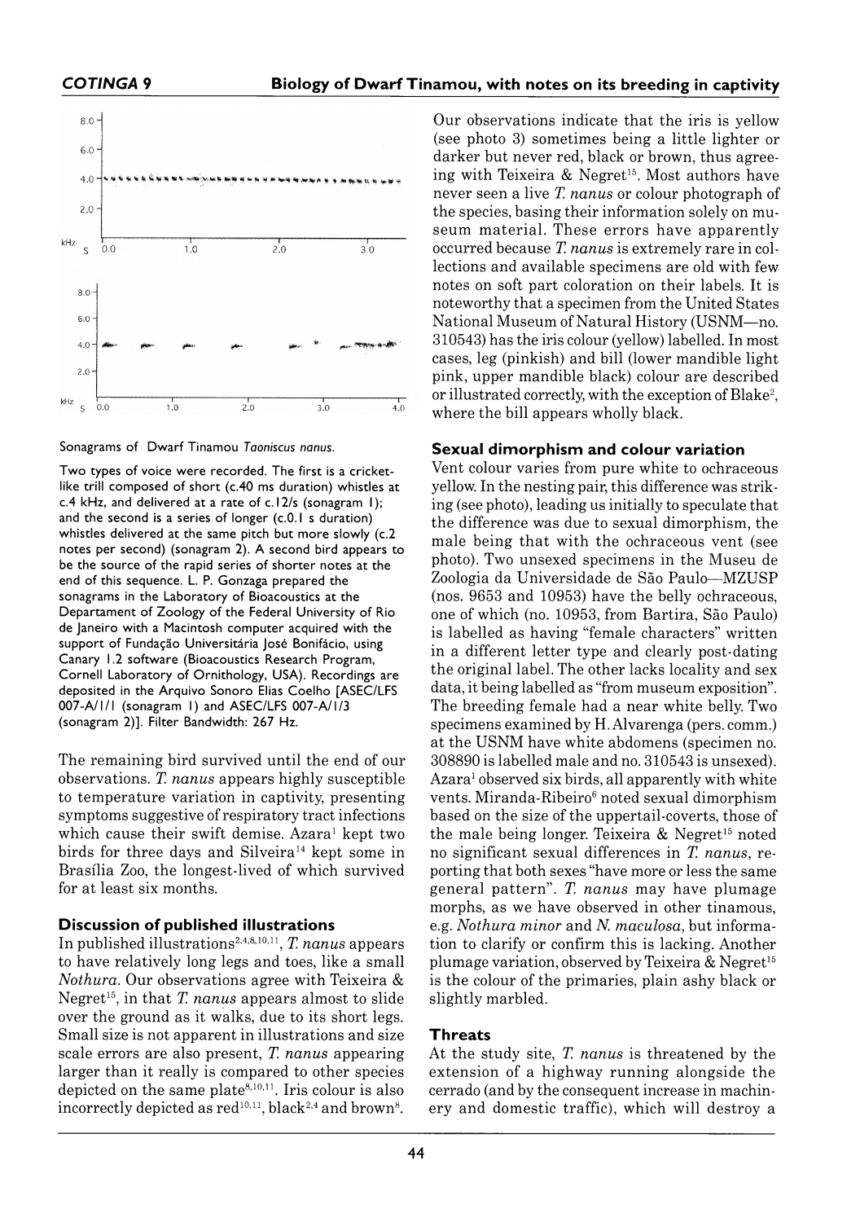Sonagrams of Dwarf Tinamou *Taoniscus nanus*.

Two types of voice were recorded. The first is a cricket-like trill composed of short (c.40 ms duration) whistles at c.4 kHz, and delivered at a rate of c.12/s (sonagram 1); and the second is a series of longer (c.0.1 s duration) whistles delivered at the same pitch but more slowly (c.2 notes per second) (sonagram 2). A second bird appears to be the source of the rapid series of shorter notes at the end of this sequence. L. P. Gonzaga prepared the sonagrams in the Laboratory of Bioacoustics at the Departament of Zoology of the Federal University of Rio de Janeiro with a Macintosh computer acquired with the support of Fundação Universitária José Bonifácio, using Canary 1.2 software (Bioacoustics Research Program, Cornell Laboratory of Ornithology, USA). Recordings are deposited in the Arquivo Sonoro Elias Coelho [ASEC/LFS 007-A/1/1 (sonagram 1) and ASEC/LFS 007-A/1/3 (sonagram 2)]. Filter Bandwidth: 267 Hz.

The remaining bird survived until the end of our observations. *T. nanus* appears highly susceptible to temperature variation in captivity, presenting symptoms suggestive of respiratory tract infections which cause their swift demise. Azara[1] kept two birds for three days and Silveira[14] kept some in Brasília Zoo, the longest-lived of which survived for at least six months.

## Discussion of published illustrations

In published illustrations[2,4,8,10,11], *T. nanus* appears to have relatively long legs and toes, like a small *Nothura*. Our observations agree with Teixeira & Negret[15], in that *T. nanus* appears almost to slide over the ground as it walks, due to its short legs. Small size is not apparent in illustrations and size scale errors are also present, *T. nanus* appearing larger than it really is compared to other species depicted on the same plate[8,10,11]. Iris colour is also incorrectly depicted as red[10,11], black[2,4] and brown[8].

Our observations indicate that the iris is yellow (see photo 3) sometimes being a little lighter or darker but never red, black or brown, thus agreeing with Teixeira & Negret[15]. Most authors have never seen a live *T. nanus* or colour photograph of the species, basing their information solely on museum material. These errors have apparently occurred because *T. nanus* is extremely rare in collections and available specimens are old with few notes on soft part coloration on their labels. It is noteworthy that a specimen from the United States National Museum of Natural History (USNM—no. 310543) has the iris colour (yellow) labelled. In most cases, leg (pinkish) and bill (lower mandible light pink, upper mandible black) colour are described or illustrated correctly, with the exception of Blake[2], where the bill appears wholly black.

## Sexual dimorphism and colour variation

Vent colour varies from pure white to ochraceous yellow. In the nesting pair, this difference was striking (see photo), leading us initially to speculate that the difference was due to sexual dimorphism, the male being that with the ochraceous vent (see photo). Two unsexed specimens in the Museu de Zoologia da Universidade de São Paulo—MZUSP (nos. 9653 and 10953) have the belly ochraceous, one of which (no. 10953, from Bartira, São Paulo) is labelled as having "female characters" written in a different letter type and clearly post-dating the original label. The other lacks locality and sex data, it being labelled as "from museum exposition". The breeding female had a near white belly. Two specimens examined by H. Alvarenga (pers. comm.) at the USNM have white abdomens (specimen no. 308890 is labelled male and no. 310543 is unsexed). Azara[1] observed six birds, all apparently with white vents. Miranda-Ribeiro[6] noted sexual dimorphism based on the size of the uppertail-coverts, those of the male being longer. Teixeira & Negret[15] noted no significant sexual differences in *T. nanus*, reporting that both sexes "have more or less the same general pattern". *T. nanus* may have plumage morphs, as we have observed in other tinamous, e.g. *Nothura minor* and *N. maculosa*, but information to clarify or confirm this is lacking. Another plumage variation, observed by Teixeira & Negret[15] is the colour of the primaries, plain ashy black or slightly marbled.

## Threats

At the study site, *T. nanus* is threatened by the extension of a highway running alongside the cerrado (and by the consequent increase in machinery and domestic traffic), which will destroy a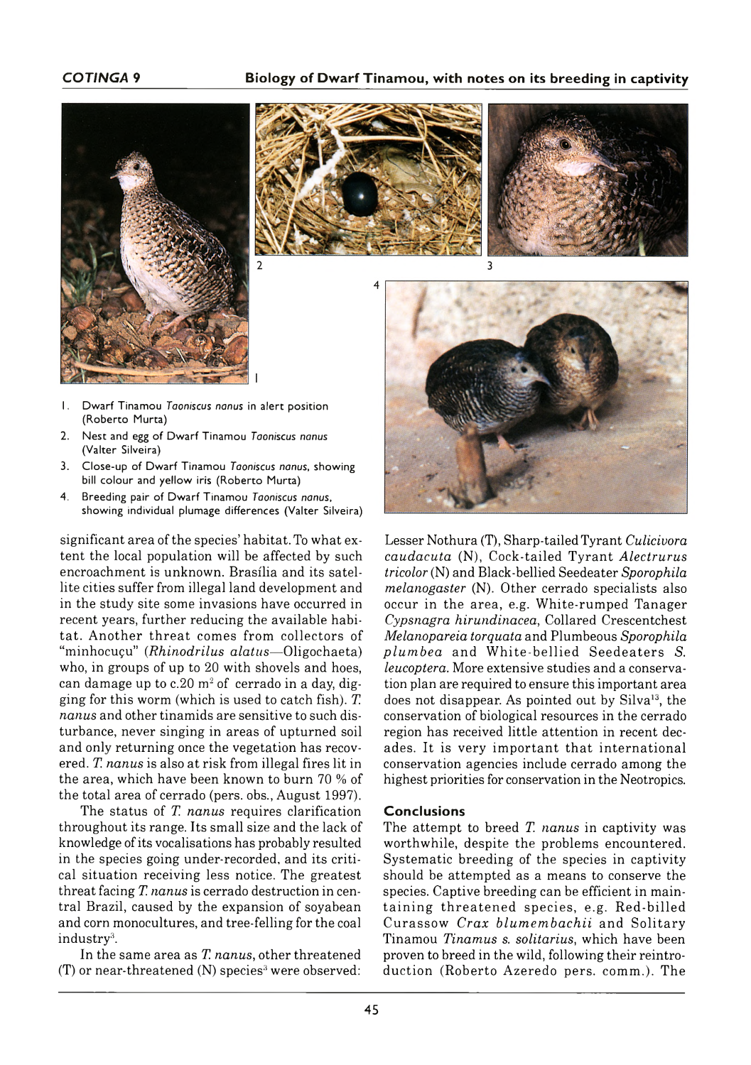1. Dwarf Tinamou *Taoniscus nanus* in alert position (Roberto Murta)
2. Nest and egg of Dwarf Tinamou *Taoniscus nanus* (Valter Silveira)
3. Close-up of Dwarf Tinamou *Taoniscus nanus*, showing bill colour and yellow iris (Roberto Murta)
4. Breeding pair of Dwarf Tinamou *Taoniscus nanus*, showing individual plumage differences (Valter Silveira)

significant area of the species' habitat. To what extent the local population will be affected by such encroachment is unknown. Brasília and its satellite cities suffer from illegal land development and in the study site some invasions have occurred in recent years, further reducing the available habitat. Another threat comes from collectors of "minhocuçu" (*Rhinodrilus alatus*—Oligochaeta) who, in groups of up to 20 with shovels and hoes, can damage up to c.20 m² of cerrado in a day, digging for this worm (which is used to catch fish). *T. nanus* and other tinamids are sensitive to such disturbance, never singing in areas of upturned soil and only returning once the vegetation has recovered. *T. nanus* is also at risk from illegal fires lit in the area, which have been known to burn 70 % of the total area of cerrado (pers. obs., August 1997).

The status of *T. nanus* requires clarification throughout its range. Its small size and the lack of knowledge of its vocalisations has probably resulted in the species going under-recorded, and its critical situation receiving less notice. The greatest threat facing *T. nanus* is cerrado destruction in central Brazil, caused by the expansion of soyabean and corn monocultures, and tree-felling for the coal industry[3].

In the same area as *T. nanus*, other threatened (T) or near-threatened (N) species[3] were observed: Lesser Nothura (T), Sharp-tailed Tyrant *Culicivora caudacuta* (N), Cock-tailed Tyrant *Alectrurus tricolor* (N) and Black-bellied Seedeater *Sporophila melanogaster* (N). Other cerrado specialists also occur in the area, e.g. White-rumped Tanager *Cypsnagra hirundinacea*, Collared Crescentchest *Melanopareia torquata* and Plumbeous *Sporophila plumbea* and White-bellied Seedeaters *S. leucoptera*. More extensive studies and a conservation plan are required to ensure this important area does not disappear. As pointed out by Silva[13], the conservation of biological resources in the cerrado region has received little attention in recent decades. It is very important that international conservation agencies include cerrado among the highest priorities for conservation in the Neotropics.

## Conclusions

The attempt to breed *T. nanus* in captivity was worthwhile, despite the problems encountered. Systematic breeding of the species in captivity should be attempted as a means to conserve the species. Captive breeding can be efficient in maintaining threatened species, e.g. Red-billed Curassow *Crax blumembachii* and Solitary Tinamou *Tinamus s. solitarius*, which have been proven to breed in the wild, following their reintroduction (Roberto Azeredo pers. comm.). The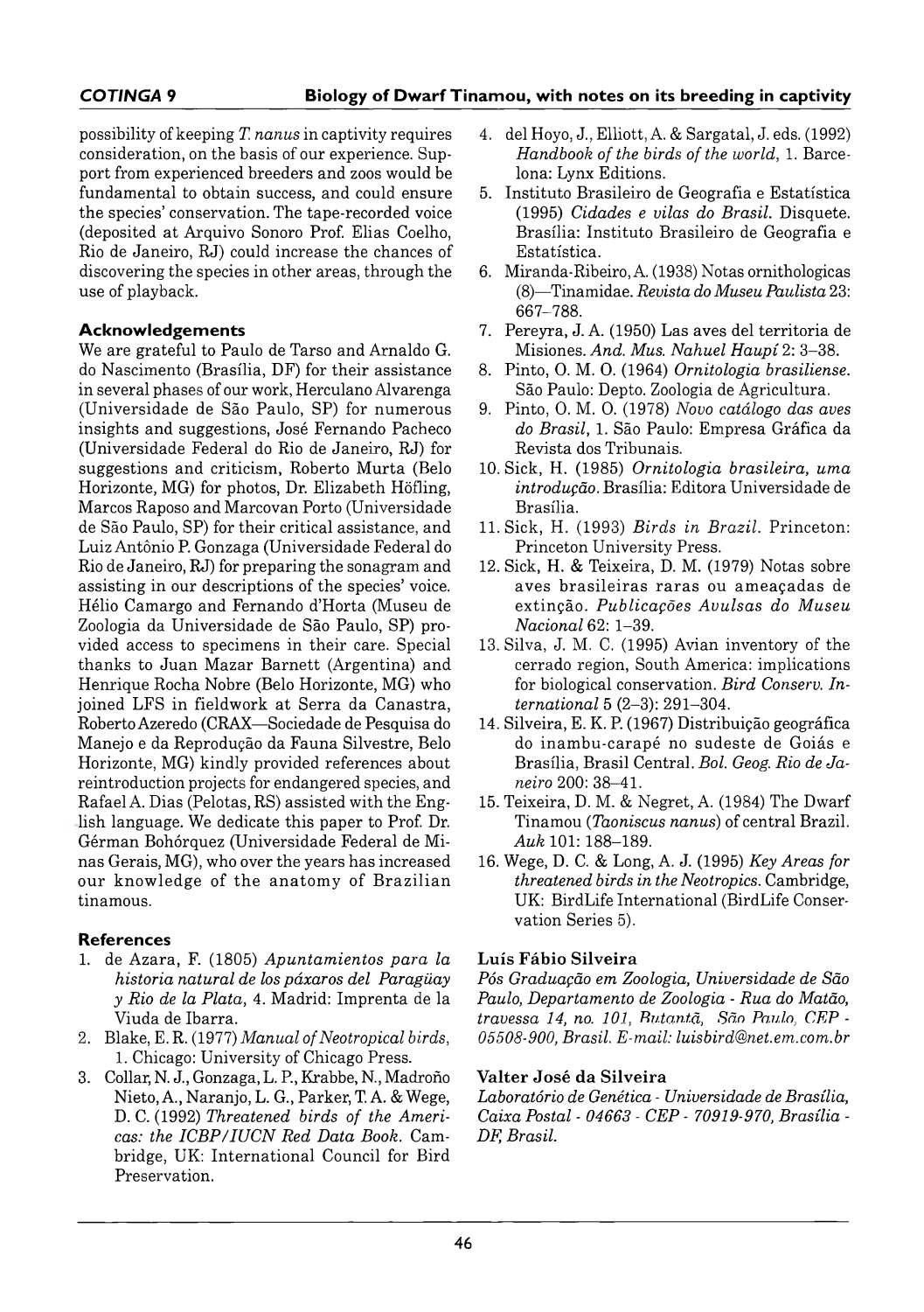possibility of keeping *T. nanus* in captivity requires consideration, on the basis of our experience. Support from experienced breeders and zoos would be fundamental to obtain success, and could ensure the species' conservation. The tape-recorded voice (deposited at Arquivo Sonoro Prof. Elias Coelho, Rio de Janeiro, RJ) could increase the chances of discovering the species in other areas, through the use of playback.

### Acknowledgements

We are grateful to Paulo de Tarso and Arnaldo G. do Nascimento (Brasília, DF) for their assistance in several phases of our work, Herculano Alvarenga (Universidade de São Paulo, SP) for numerous insights and suggestions, José Fernando Pacheco (Universidade Federal do Rio de Janeiro, RJ) for suggestions and criticism, Roberto Murta (Belo Horizonte, MG) for photos, Dr. Elizabeth Höfling, Marcos Raposo and Marcovan Porto (Universidade de São Paulo, SP) for their critical assistance, and Luiz Antônio P. Gonzaga (Universidade Federal do Rio de Janeiro, RJ) for preparing the sonagram and assisting in our descriptions of the species' voice. Hélio Camargo and Fernando d'Horta (Museu de Zoologia da Universidade de São Paulo, SP) provided access to specimens in their care. Special thanks to Juan Mazar Barnett (Argentina) and Henrique Rocha Nobre (Belo Horizonte, MG) who joined LFS in fieldwork at Serra da Canastra, Roberto Azeredo (CRAX—Sociedade de Pesquisa do Manejo e da Reprodução da Fauna Silvestre, Belo Horizonte, MG) kindly provided references about reintroduction projects for endangered species, and Rafael A. Dias (Pelotas, RS) assisted with the English language. We dedicate this paper to Prof. Dr. Gérman Bohórquez (Universidade Federal de Minas Gerais, MG), who over the years has increased our knowledge of the anatomy of Brazilian tinamous.

### References

1. de Azara, F. (1805) *Apuntamientos para la historia natural de los páxaros del Paragüay y Rio de la Plata*, 4. Madrid: Imprenta de la Viuda de Ibarra.
2. Blake, E. R. (1977) *Manual of Neotropical birds*, 1. Chicago: University of Chicago Press.
3. Collar, N. J., Gonzaga, L. P., Krabbe, N., Madroño Nieto, A., Naranjo, L. G., Parker, T. A. & Wege, D. C. (1992) *Threatened birds of the Americas: the ICBP/IUCN Red Data Book*. Cambridge, UK: International Council for Bird Preservation.
4. del Hoyo, J., Elliott, A. & Sargatal, J. eds. (1992) *Handbook of the birds of the world*, 1. Barcelona: Lynx Editions.
5. Instituto Brasileiro de Geografia e Estatística (1995) *Cidades e vilas do Brasil*. Disquete. Brasília: Instituto Brasileiro de Geografia e Estatística.
6. Miranda-Ribeiro, A. (1938) Notas ornithologicas (8)—Tinamidae. *Revista do Museu Paulista* 23: 667–788.
7. Pereyra, J. A. (1950) Las aves del territoria de Misiones. *And. Mus. Nahuel Haupí* 2: 3–38.
8. Pinto, O. M. O. (1964) *Ornitologia brasiliense*. São Paulo: Depto. Zoologia de Agricultura.
9. Pinto, O. M. O. (1978) *Novo catálogo das aves do Brasil*, 1. São Paulo: Empresa Gráfica da Revista dos Tribunais.
10. Sick, H. (1985) *Ornitologia brasileira, uma introdução*. Brasília: Editora Universidade de Brasília.
11. Sick, H. (1993) *Birds in Brazil*. Princeton: Princeton University Press.
12. Sick, H. & Teixeira, D. M. (1979) Notas sobre aves brasileiras raras ou ameaçadas de extinção. *Publicações Avulsas do Museu Nacional* 62: 1–39.
13. Silva, J. M. C. (1995) Avian inventory of the cerrado region, South America: implications for biological conservation. *Bird Conserv. International* 5 (2–3): 291–304.
14. Silveira, E. K. P. (1967) Distribuição geográfica do inambu-carapé no sudeste de Goiás e Brasília, Brasil Central. *Bol. Geog. Rio de Janeiro* 200: 38–41.
15. Teixeira, D. M. & Negret, A. (1984) The Dwarf Tinamou (*Taoniscus nanus*) of central Brazil. *Auk* 101: 188–189.
16. Wege, D. C. & Long, A. J. (1995) *Key Areas for threatened birds in the Neotropics*. Cambridge, UK: BirdLife International (BirdLife Conservation Series 5).

**Luís Fábio Silveira**

*Pós Graduação em Zoologia, Universidade de São Paulo, Departamento de Zoologia - Rua do Matão, travessa 14, no. 101, Butantã, São Paulo, CEP - 05508-900, Brasil. E-mail: luisbird@net.em.com.br*

**Valter José da Silveira**

*Laboratório de Genética - Universidade de Brasília, Caixa Postal - 04663 - CEP - 70919-970, Brasília - DF, Brasil.*